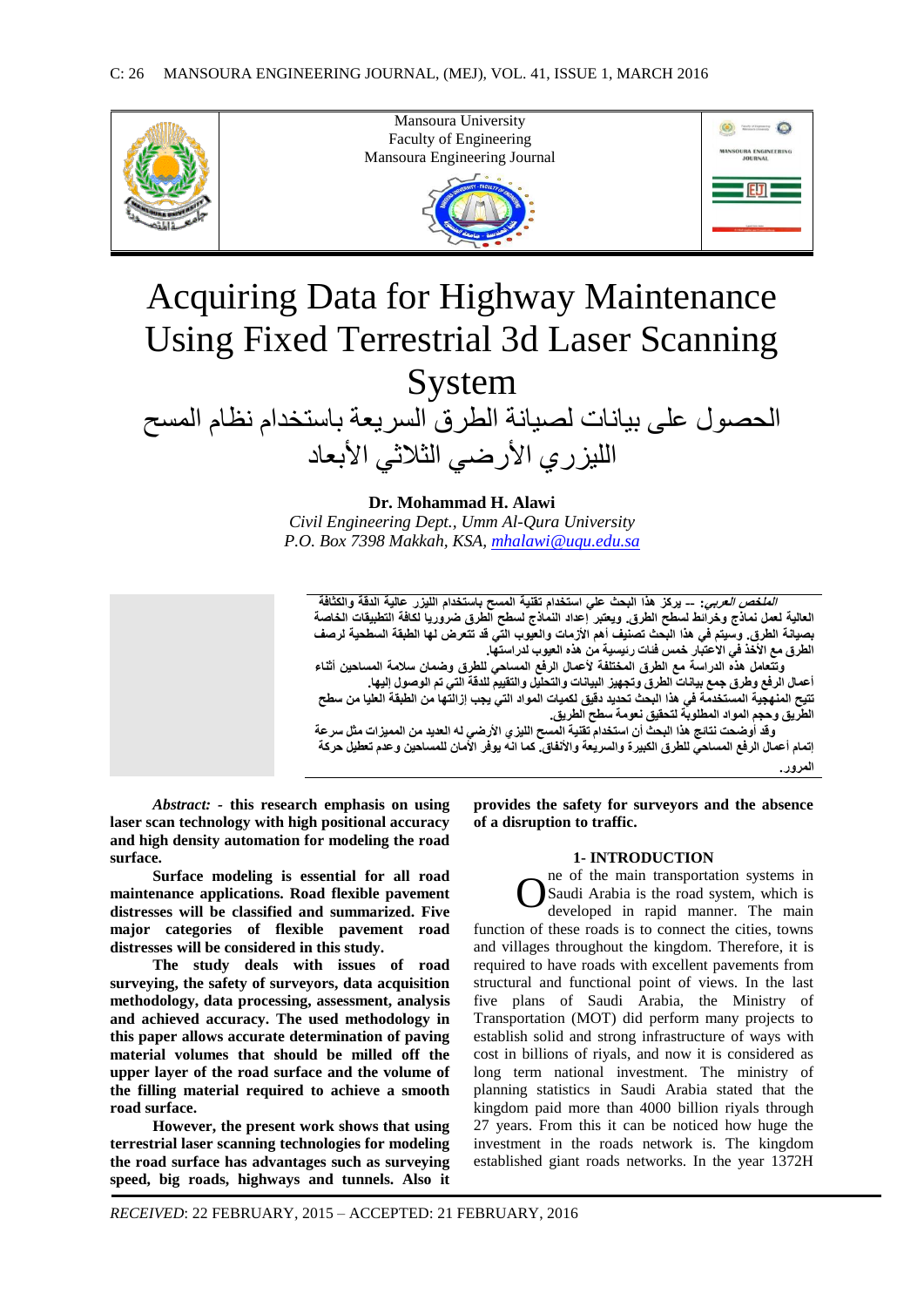Mansoura University
Faculty of Engineering
Mansoura Engineering Journal

# Acquiring Data for Highway Maintenance Using Fixed Terrestrial 3d Laser Scanning System

# الحصول على بيانات لصيانة الطرق السريعة باستخدام نظام المسح الليزري الأرضي الثلاثي الأبعاد

**Dr. Mohammad H. Alawi**
*Civil Engineering Dept., Umm Al-Qura University*
*P.O. Box 7398 Makkah, KSA, mhalawi@uqu.edu.sa*

***الملخص العربي:*** **-- يركز هذا البحث علي استخدام تقنية المسح باستخدام الليزر عالية الدقة والكثافة العالية لعمل نماذج وخرائط لسطح الطرق. ويعتبر إعداد النماذج لسطح الطرق ضروريا لكافة التطبيقات الخاصة بصيانة الطرق. وسيتم في هذا البحث تصنيف أهم الأزمات والعيوب التي قد تتعرض لها الطبقة السطحية لرصف الطرق مع الأخذ في الاعتبار خمس فئات رئيسية من هذه العيوب لدراستها.**

**وتتعامل هذه الدراسة مع الطرق المختلفة لأعمال الرفع المساحي للطرق وضمان سلامة المساحين أثناء أعمال الرفع وطرق جمع بيانات الطرق وتجهيز البيانات والتحليل والتقييم للدقة التي تم الوصول إليها.**

**تتيح المنهجية المستخدمة في هذا البحث تحديد دقيق لكميات المواد التي يجب إزالتها من الطبقة العليا من سطح الطريق وحجم المواد المطلوبة لتحقيق نعومة سطح الطريق.**

**وقد أوضحت نتائج هذا البحث أن استخدام تقنية المسح الليزي الأرضي له العديد من المميزات مثل سرعة إتمام أعمال الرفع المساحي للطرق الكبيرة والسريعة والأنفاق. كما انه يوفر الأمان للمساحين وعدم تعطيل حركة المرور.**

***Abstract:*** **- this research emphasis on using laser scan technology with high positional accuracy and high density automation for modeling the road surface.**

**Surface modeling is essential for all road maintenance applications. Road flexible pavement distresses will be classified and summarized. Five major categories of flexible pavement road distresses will be considered in this study.**

**The study deals with issues of road surveying, the safety of surveyors, data acquisition methodology, data processing, assessment, analysis and achieved accuracy. The used methodology in this paper allows accurate determination of paving material volumes that should be milled off the upper layer of the road surface and the volume of the filling material required to achieve a smooth road surface.**

**However, the present work shows that using terrestrial laser scanning technologies for modeling the road surface has advantages such as surveying speed, big roads, highways and tunnels. Also it provides the safety for surveyors and the absence of a disruption to traffic.**

## 1- INTRODUCTION

One of the main transportation systems in Saudi Arabia is the road system, which is developed in rapid manner. The main function of these roads is to connect the cities, towns and villages throughout the kingdom. Therefore, it is required to have roads with excellent pavements from structural and functional point of views. In the last five plans of Saudi Arabia, the Ministry of Transportation (MOT) did perform many projects to establish solid and strong infrastructure of ways with cost in billions of riyals, and now it is considered as long term national investment. The ministry of planning statistics in Saudi Arabia stated that the kingdom paid more than 4000 billion riyals through 27 years. From this it can be noticed how huge the investment in the roads network is. The kingdom established giant roads networks. In the year 1372H

*RECEIVED*: 22 FEBRUARY, 2015 – ACCEPTED: 21 FEBRUARY, 2016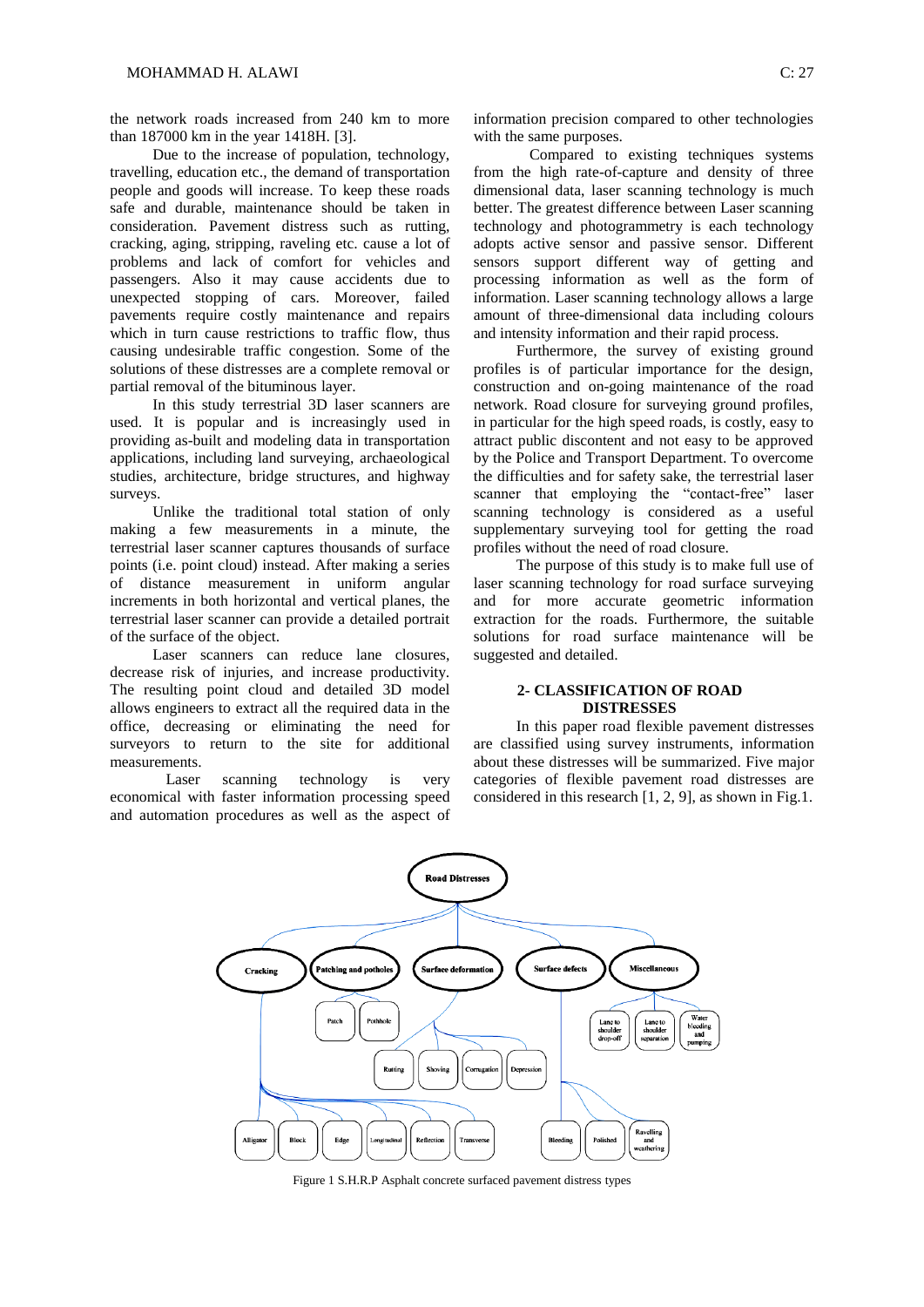the network roads increased from 240 km to more than 187000 km in the year 1418H. [3].

Due to the increase of population, technology, travelling, education etc., the demand of transportation people and goods will increase. To keep these roads safe and durable, maintenance should be taken in consideration. Pavement distress such as rutting, cracking, aging, stripping, raveling etc. cause a lot of problems and lack of comfort for vehicles and passengers. Also it may cause accidents due to unexpected stopping of cars. Moreover, failed pavements require costly maintenance and repairs which in turn cause restrictions to traffic flow, thus causing undesirable traffic congestion. Some of the solutions of these distresses are a complete removal or partial removal of the bituminous layer.

In this study terrestrial 3D laser scanners are used. It is popular and is increasingly used in providing as-built and modeling data in transportation applications, including land surveying, archaeological studies, architecture, bridge structures, and highway surveys.

Unlike the traditional total station of only making a few measurements in a minute, the terrestrial laser scanner captures thousands of surface points (i.e. point cloud) instead. After making a series of distance measurement in uniform angular increments in both horizontal and vertical planes, the terrestrial laser scanner can provide a detailed portrait of the surface of the object.

Laser scanners can reduce lane closures, decrease risk of injuries, and increase productivity. The resulting point cloud and detailed 3D model allows engineers to extract all the required data in the office, decreasing or eliminating the need for surveyors to return to the site for additional measurements.

Laser scanning technology is very economical with faster information processing speed and automation procedures as well as the aspect of information precision compared to other technologies with the same purposes.

Compared to existing techniques systems from the high rate-of-capture and density of three dimensional data, laser scanning technology is much better. The greatest difference between Laser scanning technology and photogrammetry is each technology adopts active sensor and passive sensor. Different sensors support different way of getting and processing information as well as the form of information. Laser scanning technology allows a large amount of three-dimensional data including colours and intensity information and their rapid process.

Furthermore, the survey of existing ground profiles is of particular importance for the design, construction and on-going maintenance of the road network. Road closure for surveying ground profiles, in particular for the high speed roads, is costly, easy to attract public discontent and not easy to be approved by the Police and Transport Department. To overcome the difficulties and for safety sake, the terrestrial laser scanner that employing the "contact-free" laser scanning technology is considered as a useful supplementary surveying tool for getting the road profiles without the need of road closure.

The purpose of this study is to make full use of laser scanning technology for road surface surveying and for more accurate geometric information extraction for the roads. Furthermore, the suitable solutions for road surface maintenance will be suggested and detailed.

## 2- CLASSIFICATION OF ROAD DISTRESSES

In this paper road flexible pavement distresses are classified using survey instruments, information about these distresses will be summarized. Five major categories of flexible pavement road distresses are considered in this research [1, 2, 9], as shown in Fig.1.

Road Distresses

Cracking
Patching and potholes
Surface deformation
Surface defects
Miscellaneous

Patch
Pothole

Rutting
Shoving
Corrugation
Depression

Lane to shoulder drop-off
Lane to shoulder separation
Water bleeding and pumping

Alligator
Block
Edge
Longitudinal
Reflection
Transverse

Bleeding
Polished
Ravelling and weathering

Figure 1 S.H.R.P Asphalt concrete surfaced pavement distress types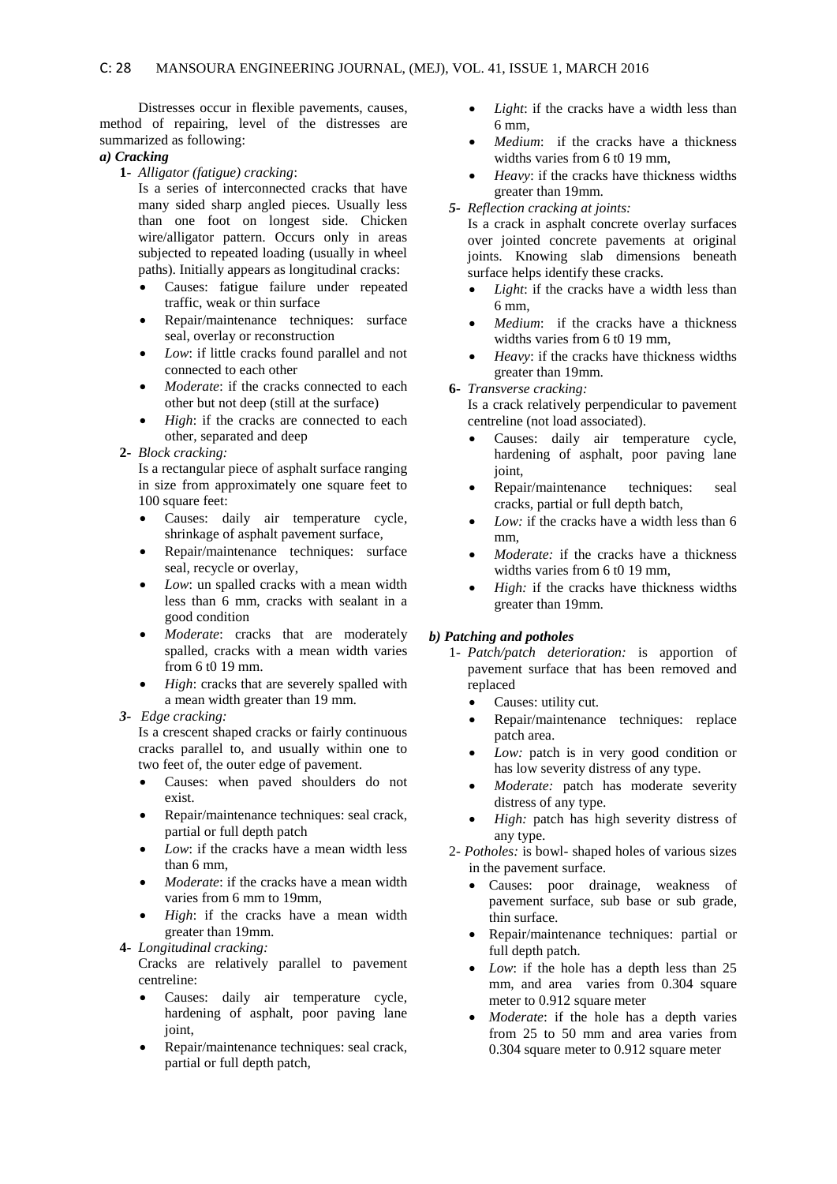Distresses occur in flexible pavements, causes, method of repairing, level of the distresses are summarized as following:

***a) Cracking***

**1-** *Alligator (fatigue) cracking*:

Is a series of interconnected cracks that have many sided sharp angled pieces. Usually less than one foot on longest side. Chicken wire/alligator pattern. Occurs only in areas subjected to repeated loading (usually in wheel paths). Initially appears as longitudinal cracks:

- Causes: fatigue failure under repeated traffic, weak or thin surface
- Repair/maintenance techniques: surface seal, overlay or reconstruction
- *Low*: if little cracks found parallel and not connected to each other
- *Moderate*: if the cracks connected to each other but not deep (still at the surface)
- *High*: if the cracks are connected to each other, separated and deep

**2-** *Block cracking:*

Is a rectangular piece of asphalt surface ranging in size from approximately one square feet to 100 square feet:

- Causes: daily air temperature cycle, shrinkage of asphalt pavement surface,
- Repair/maintenance techniques: surface seal, recycle or overlay,
- *Low*: un spalled cracks with a mean width less than 6 mm, cracks with sealant in a good condition
- *Moderate*: cracks that are moderately spalled, cracks with a mean width varies from 6 t0 19 mm.
- *High*: cracks that are severely spalled with a mean width greater than 19 mm.

***3-*** *Edge cracking:*

Is a crescent shaped cracks or fairly continuous cracks parallel to, and usually within one to two feet of, the outer edge of pavement.

- Causes: when paved shoulders do not exist.
- Repair/maintenance techniques: seal crack, partial or full depth patch
- *Low*: if the cracks have a mean width less than 6 mm,
- *Moderate*: if the cracks have a mean width varies from 6 mm to 19mm,
- *High*: if the cracks have a mean width greater than 19mm.

**4-** *Longitudinal cracking:*

Cracks are relatively parallel to pavement centreline:

- Causes: daily air temperature cycle, hardening of asphalt, poor paving lane joint,
- Repair/maintenance techniques: seal crack, partial or full depth patch,
- *Light*: if the cracks have a width less than 6 mm,
- *Medium*: if the cracks have a thickness widths varies from 6 t0 19 mm,
- *Heavy*: if the cracks have thickness widths greater than 19mm.

***5-*** *Reflection cracking at joints:*

Is a crack in asphalt concrete overlay surfaces over jointed concrete pavements at original joints. Knowing slab dimensions beneath surface helps identify these cracks.

- *Light*: if the cracks have a width less than 6 mm,
- *Medium*: if the cracks have a thickness widths varies from 6 t0 19 mm,
- *Heavy*: if the cracks have thickness widths greater than 19mm.

**6-** *Transverse cracking:*

Is a crack relatively perpendicular to pavement centreline (not load associated).

- Causes: daily air temperature cycle, hardening of asphalt, poor paving lane joint,
- Repair/maintenance techniques: seal cracks, partial or full depth batch,
- *Low:* if the cracks have a width less than 6 mm,
- *Moderate:* if the cracks have a thickness widths varies from 6 t0 19 mm,
- *High:* if the cracks have thickness widths greater than 19mm.

***b) Patching and potholes***

1- *Patch/patch deterioration:* is apportion of pavement surface that has been removed and replaced

- Causes: utility cut.
- Repair/maintenance techniques: replace patch area.
- *Low:* patch is in very good condition or has low severity distress of any type.
- *Moderate:* patch has moderate severity distress of any type.
- *High:* patch has high severity distress of any type.

2- *Potholes:* is bowl- shaped holes of various sizes in the pavement surface.

- Causes: poor drainage, weakness of pavement surface, sub base or sub grade, thin surface.
- Repair/maintenance techniques: partial or full depth patch.
- *Low*: if the hole has a depth less than 25 mm, and area varies from 0.304 square meter to 0.912 square meter
- *Moderate*: if the hole has a depth varies from 25 to 50 mm and area varies from 0.304 square meter to 0.912 square meter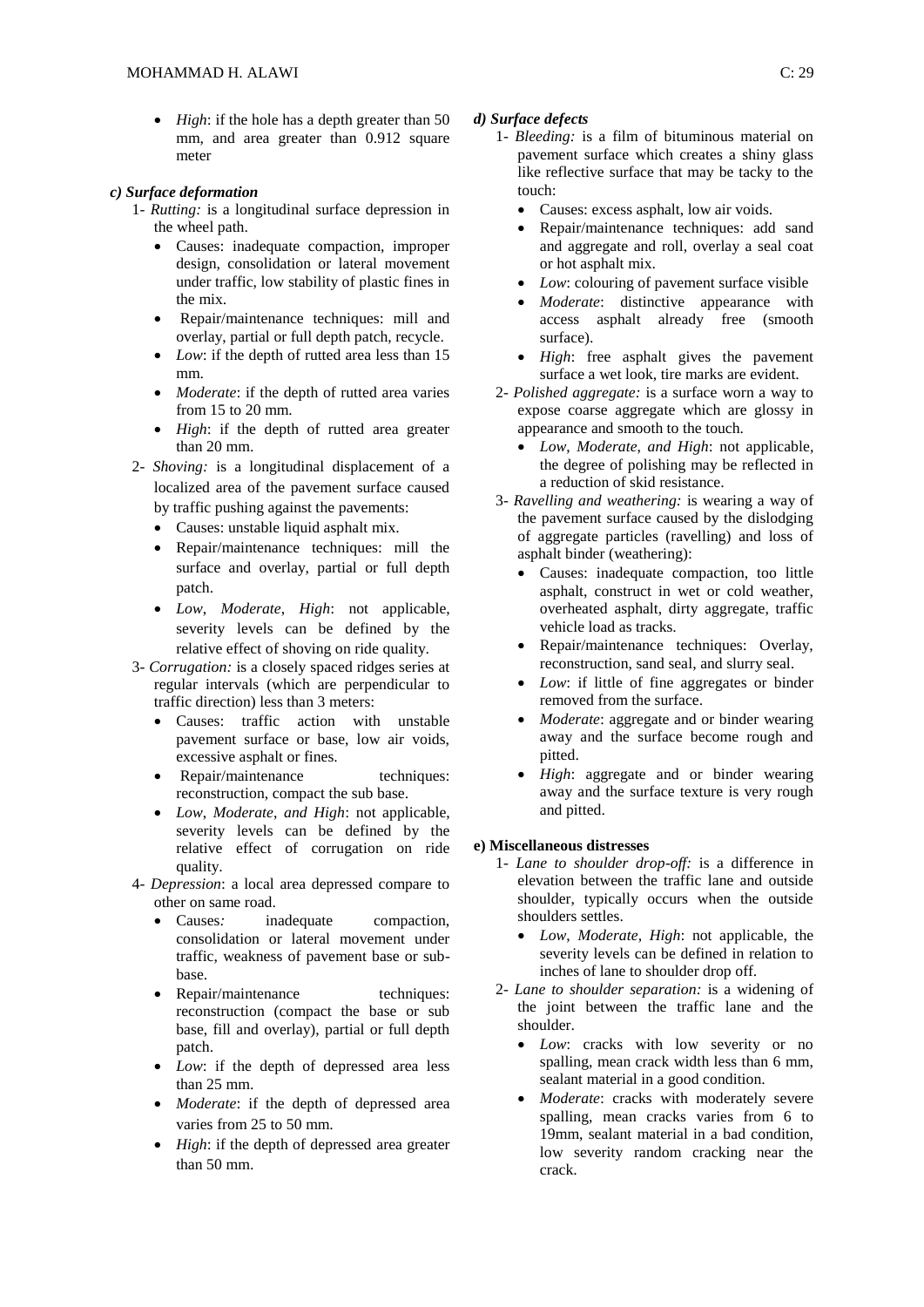- *High*: if the hole has a depth greater than 50 mm, and area greater than 0.912 square meter

### *c) Surface deformation*

1- *Rutting:* is a longitudinal surface depression in the wheel path.
   - Causes: inadequate compaction, improper design, consolidation or lateral movement under traffic, low stability of plastic fines in the mix.
   - Repair/maintenance techniques: mill and overlay, partial or full depth patch, recycle.
   - *Low*: if the depth of rutted area less than 15 mm.
   - *Moderate*: if the depth of rutted area varies from 15 to 20 mm.
   - *High*: if the depth of rutted area greater than 20 mm.

2- *Shoving:* is a longitudinal displacement of a localized area of the pavement surface caused by traffic pushing against the pavements:
   - Causes: unstable liquid asphalt mix.
   - Repair/maintenance techniques: mill the surface and overlay, partial or full depth patch.
   - *Low, Moderate, High*: not applicable, severity levels can be defined by the relative effect of shoving on ride quality.

3- *Corrugation:* is a closely spaced ridges series at regular intervals (which are perpendicular to traffic direction) less than 3 meters:
   - Causes: traffic action with unstable pavement surface or base, low air voids, excessive asphalt or fines.
   - Repair/maintenance techniques: reconstruction, compact the sub base.
   - *Low, Moderate, and High*: not applicable, severity levels can be defined by the relative effect of corrugation on ride quality.

4- *Depression*: a local area depressed compare to other on same road.
   - Causes*:* inadequate compaction, consolidation or lateral movement under traffic, weakness of pavement base or sub-base.
   - Repair/maintenance techniques: reconstruction (compact the base or sub base, fill and overlay), partial or full depth patch.
   - *Low*: if the depth of depressed area less than 25 mm.
   - *Moderate*: if the depth of depressed area varies from 25 to 50 mm.
   - *High*: if the depth of depressed area greater than 50 mm.

### *d) Surface defects*

1- *Bleeding:* is a film of bituminous material on pavement surface which creates a shiny glass like reflective surface that may be tacky to the touch:
   - Causes: excess asphalt, low air voids.
   - Repair/maintenance techniques: add sand and aggregate and roll, overlay a seal coat or hot asphalt mix.
   - *Low*: colouring of pavement surface visible
   - *Moderate*: distinctive appearance with access asphalt already free (smooth surface).
   - *High*: free asphalt gives the pavement surface a wet look, tire marks are evident.

2- *Polished aggregate:* is a surface worn a way to expose coarse aggregate which are glossy in appearance and smooth to the touch.
   - *Low, Moderate, and High*: not applicable, the degree of polishing may be reflected in a reduction of skid resistance.

3- *Ravelling and weathering:* is wearing a way of the pavement surface caused by the dislodging of aggregate particles (ravelling) and loss of asphalt binder (weathering):
   - Causes: inadequate compaction, too little asphalt, construct in wet or cold weather, overheated asphalt, dirty aggregate, traffic vehicle load as tracks.
   - Repair/maintenance techniques: Overlay, reconstruction, sand seal, and slurry seal.
   - *Low*: if little of fine aggregates or binder removed from the surface.
   - *Moderate*: aggregate and or binder wearing away and the surface become rough and pitted.
   - *High*: aggregate and or binder wearing away and the surface texture is very rough and pitted.

### e) Miscellaneous distresses

1- *Lane to shoulder drop-off:* is a difference in elevation between the traffic lane and outside shoulder, typically occurs when the outside shoulders settles.
   - *Low, Moderate, High*: not applicable, the severity levels can be defined in relation to inches of lane to shoulder drop off.

2- *Lane to shoulder separation:* is a widening of the joint between the traffic lane and the shoulder.
   - *Low*: cracks with low severity or no spalling, mean crack width less than 6 mm, sealant material in a good condition.
   - *Moderate*: cracks with moderately severe spalling, mean cracks varies from 6 to 19mm, sealant material in a bad condition, low severity random cracking near the crack.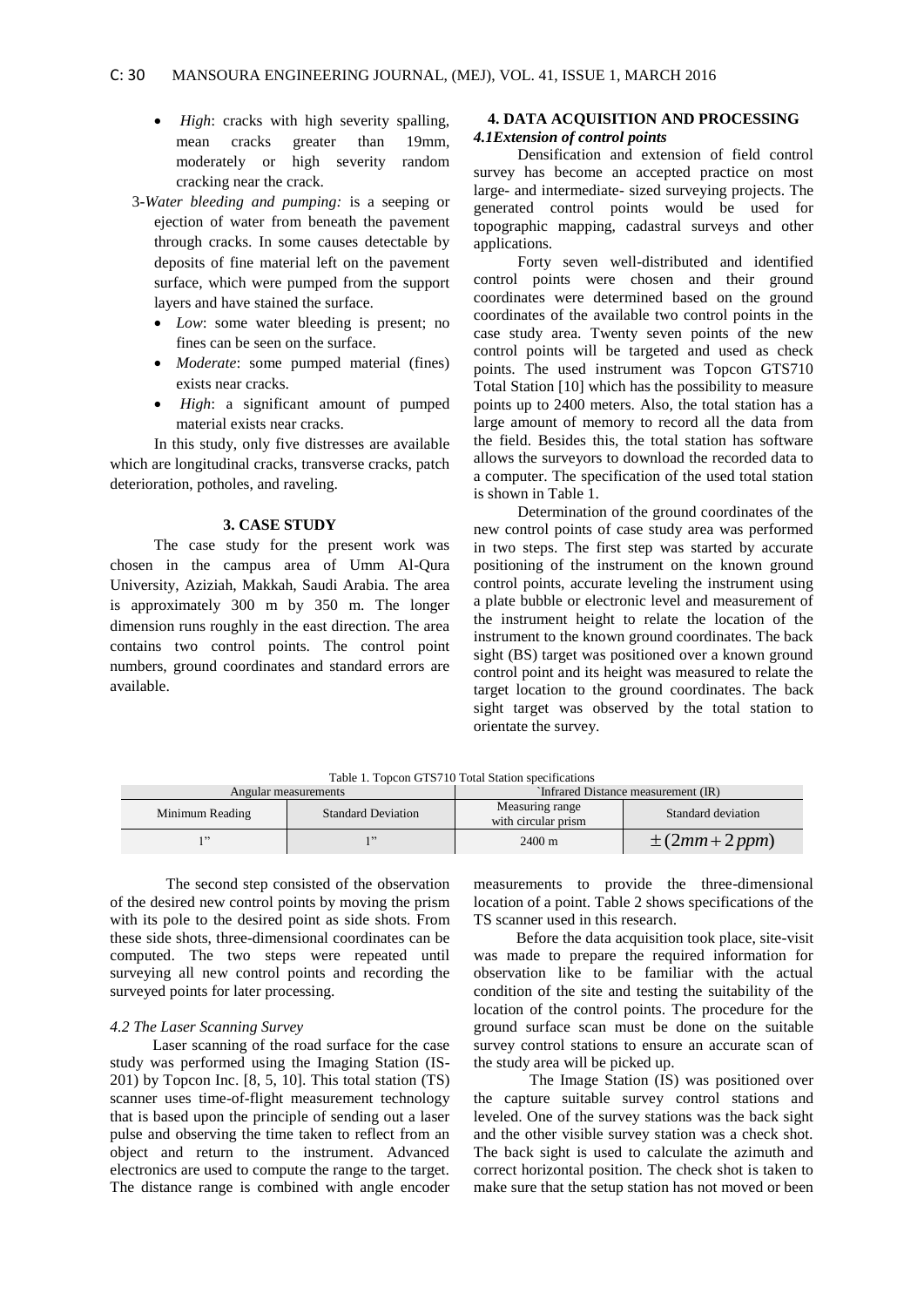- *High*: cracks with high severity spalling, mean cracks greater than 19mm, moderately or high severity random cracking near the crack.

3-*Water bleeding and pumping:* is a seeping or ejection of water from beneath the pavement through cracks. In some causes detectable by deposits of fine material left on the pavement surface, which were pumped from the support layers and have stained the surface.

- *Low*: some water bleeding is present; no fines can be seen on the surface.
- *Moderate*: some pumped material (fines) exists near cracks.
- *High*: a significant amount of pumped material exists near cracks.

In this study, only five distresses are available which are longitudinal cracks, transverse cracks, patch deterioration, potholes, and raveling.

## 3. CASE STUDY

The case study for the present work was chosen in the campus area of Umm Al-Qura University, Aziziah, Makkah, Saudi Arabia. The area is approximately 300 m by 350 m. The longer dimension runs roughly in the east direction. The area contains two control points. The control point numbers, ground coordinates and standard errors are available.

## 4. DATA ACQUISITION AND PROCESSING

### *4.1Extension of control points*

Densification and extension of field control survey has become an accepted practice on most large- and intermediate- sized surveying projects. The generated control points would be used for topographic mapping, cadastral surveys and other applications.

Forty seven well-distributed and identified control points were chosen and their ground coordinates were determined based on the ground coordinates of the available two control points in the case study area. Twenty seven points of the new control points will be targeted and used as check points. The used instrument was Topcon GTS710 Total Station [10] which has the possibility to measure points up to 2400 meters. Also, the total station has a large amount of memory to record all the data from the field. Besides this, the total station has software allows the surveyors to download the recorded data to a computer. The specification of the used total station is shown in Table 1.

Determination of the ground coordinates of the new control points of case study area was performed in two steps. The first step was started by accurate positioning of the instrument on the known ground control points, accurate leveling the instrument using a plate bubble or electronic level and measurement of the instrument height to relate the location of the instrument to the known ground coordinates. The back sight (BS) target was positioned over a known ground control point and its height was measured to relate the target location to the ground coordinates. The back sight target was observed by the total station to orientate the survey.

Table 1. Topcon GTS710 Total Station specifications

| Angular measurements | | `Infrared Distance measurement (IR) | |
|---|---|---|---|
| Minimum Reading | Standard Deviation | Measuring range with circular prism | Standard deviation |
| 1" | 1" | 2400 m | $\pm(2mm + 2\,ppm)$ |

The second step consisted of the observation of the desired new control points by moving the prism with its pole to the desired point as side shots. From these side shots, three-dimensional coordinates can be computed. The two steps were repeated until surveying all new control points and recording the surveyed points for later processing.

### *4.2 The Laser Scanning Survey*

Laser scanning of the road surface for the case study was performed using the Imaging Station (IS-201) by Topcon Inc. [8, 5, 10]. This total station (TS) scanner uses time-of-flight measurement technology that is based upon the principle of sending out a laser pulse and observing the time taken to reflect from an object and return to the instrument. Advanced electronics are used to compute the range to the target. The distance range is combined with angle encoder measurements to provide the three-dimensional location of a point. Table 2 shows specifications of the TS scanner used in this research.

Before the data acquisition took place, site-visit was made to prepare the required information for observation like to be familiar with the actual condition of the site and testing the suitability of the location of the control points. The procedure for the ground surface scan must be done on the suitable survey control stations to ensure an accurate scan of the study area will be picked up.

The Image Station (IS) was positioned over the capture suitable survey control stations and leveled. One of the survey stations was the back sight and the other visible survey station was a check shot. The back sight is used to calculate the azimuth and correct horizontal position. The check shot is taken to make sure that the setup station has not moved or been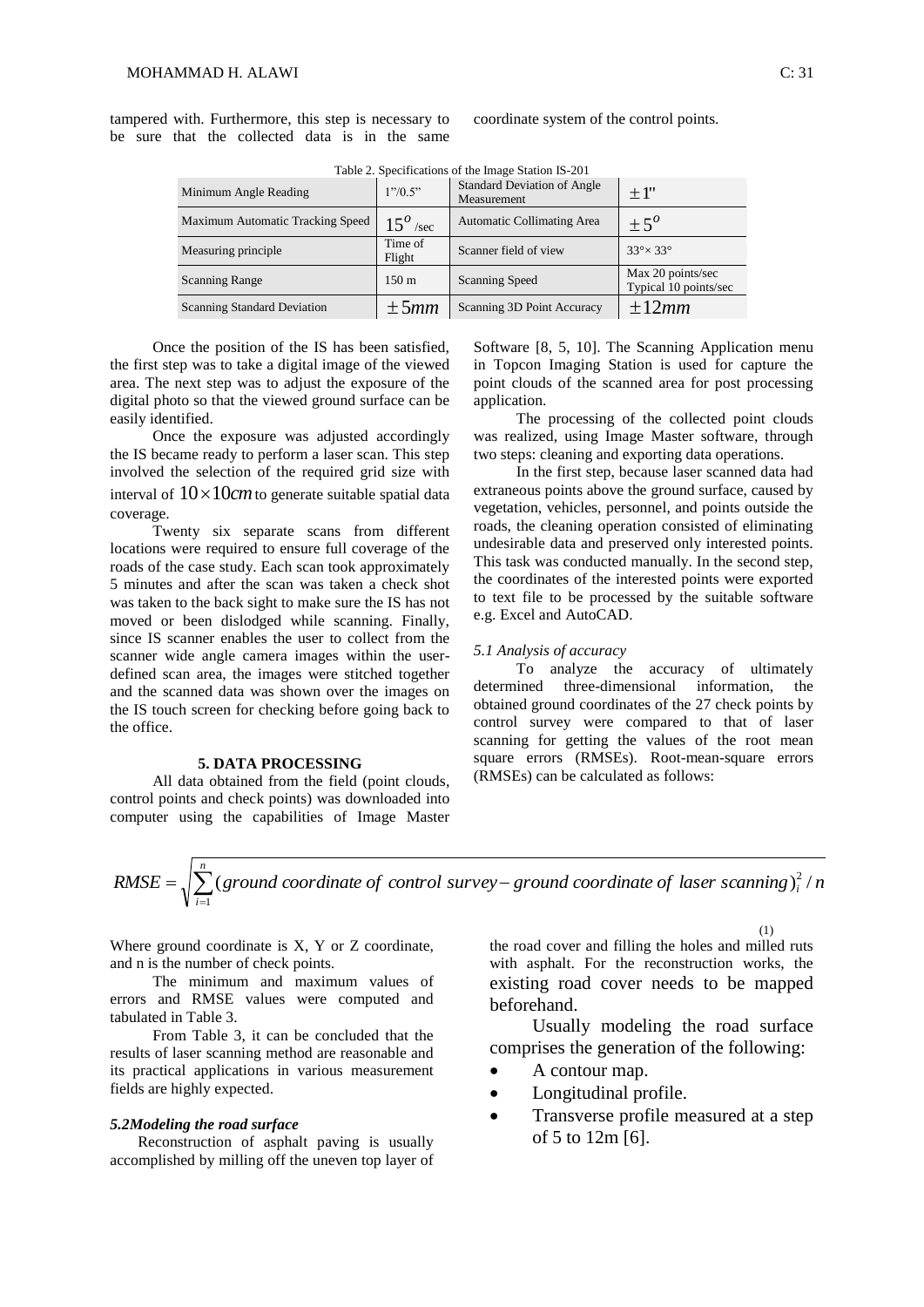tampered with. Furthermore, this step is necessary to be sure that the collected data is in the same coordinate system of the control points.

Table 2. Specifications of the Image Station IS-201

| | | | |
|---|---|---|---|
| Minimum Angle Reading | 1"/0.5" | Standard Deviation of Angle Measurement | $\pm 1''$ |
| Maximum Automatic Tracking Speed | $15^{o}$ /sec | Automatic Collimating Area | $\pm 5^{o}$ |
| Measuring principle | Time of Flight | Scanner field of view | 33°× 33° |
| Scanning Range | 150 m | Scanning Speed | Max 20 points/sec Typical 10 points/sec |
| Scanning Standard Deviation | $\pm 5mm$ | Scanning 3D Point Accuracy | $\pm 12mm$ |

Once the position of the IS has been satisfied, the first step was to take a digital image of the viewed area. The next step was to adjust the exposure of the digital photo so that the viewed ground surface can be easily identified.

Once the exposure was adjusted accordingly the IS became ready to perform a laser scan. This step involved the selection of the required grid size with interval of $10 \times 10cm$ to generate suitable spatial data coverage.

Twenty six separate scans from different locations were required to ensure full coverage of the roads of the case study. Each scan took approximately 5 minutes and after the scan was taken a check shot was taken to the back sight to make sure the IS has not moved or been dislodged while scanning. Finally, since IS scanner enables the user to collect from the scanner wide angle camera images within the user-defined scan area, the images were stitched together and the scanned data was shown over the images on the IS touch screen for checking before going back to the office.

## 5. DATA PROCESSING

All data obtained from the field (point clouds, control points and check points) was downloaded into computer using the capabilities of Image Master Software [8, 5, 10]. The Scanning Application menu in Topcon Imaging Station is used for capture the point clouds of the scanned area for post processing application.

The processing of the collected point clouds was realized, using Image Master software, through two steps: cleaning and exporting data operations.

In the first step, because laser scanned data had extraneous points above the ground surface, caused by vegetation, vehicles, personnel, and points outside the roads, the cleaning operation consisted of eliminating undesirable data and preserved only interested points. This task was conducted manually. In the second step, the coordinates of the interested points were exported to text file to be processed by the suitable software e.g. Excel and AutoCAD.

### *5.1 Analysis of accuracy*

To analyze the accuracy of ultimately determined three-dimensional information, the obtained ground coordinates of the 27 check points by control survey were compared to that of laser scanning for getting the values of the root mean square errors (RMSEs). Root-mean-square errors (RMSEs) can be calculated as follows:

$$RMSE = \sqrt{\sum_{i=1}^{n} (ground\ coordinate\ of\ control\ survey - ground\ coordinate\ of\ laser\ scanning)_i^2 / n} \tag{1}$$

Where ground coordinate is X, Y or Z coordinate, and n is the number of check points.

The minimum and maximum values of errors and RMSE values were computed and tabulated in Table 3.

From Table 3, it can be concluded that the results of laser scanning method are reasonable and its practical applications in various measurement fields are highly expected.

### *5.2Modeling the road surface*

Reconstruction of asphalt paving is usually accomplished by milling off the uneven top layer of the road cover and filling the holes and milled ruts with asphalt. For the reconstruction works, the existing road cover needs to be mapped beforehand.

Usually modeling the road surface comprises the generation of the following:

- A contour map.
- Longitudinal profile.
- Transverse profile measured at a step of 5 to 12m [6].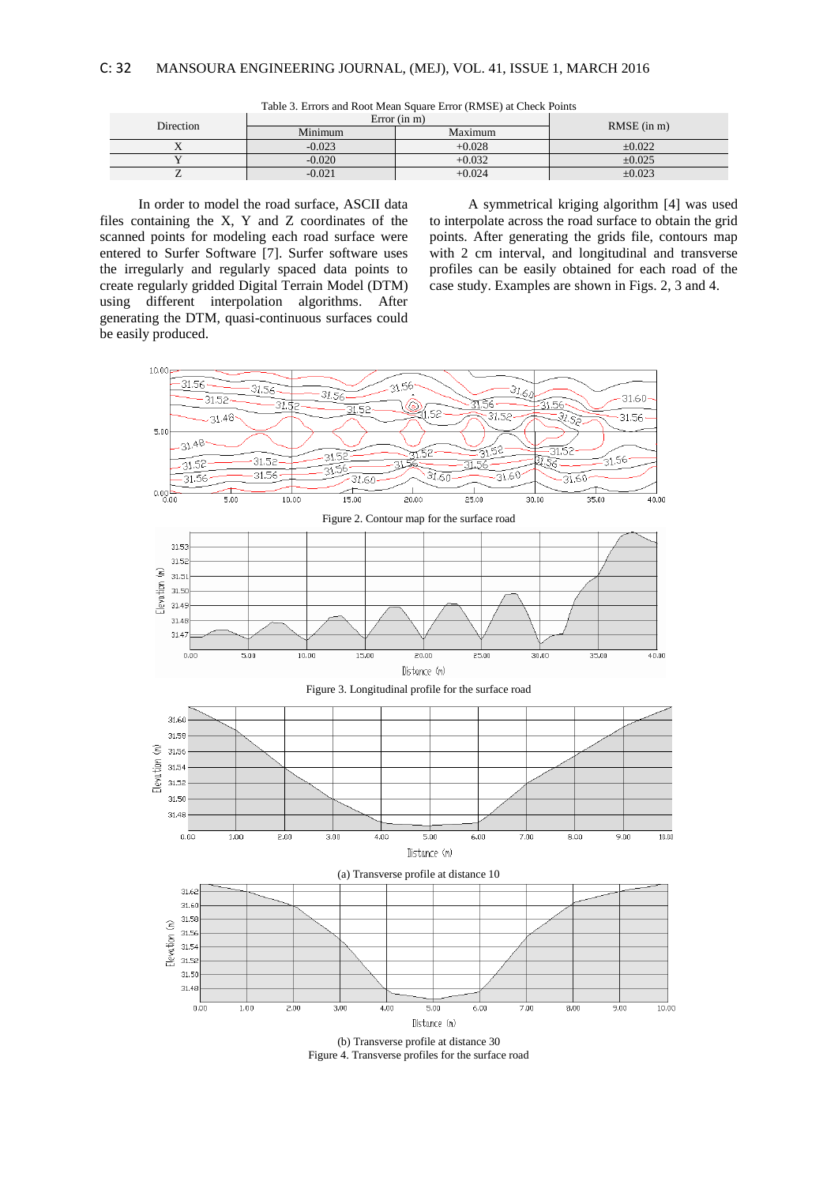Table 3. Errors and Root Mean Square Error (RMSE) at Check Points

| Direction | Error (in m) | | RMSE (in m) |
|---|---|---|---|
| | Minimum | Maximum | |
| X | -0.023 | +0.028 | ±0.022 |
| Y | -0.020 | +0.032 | ±0.025 |
| Z | -0.021 | +0.024 | ±0.023 |

In order to model the road surface, ASCII data files containing the X, Y and Z coordinates of the scanned points for modeling each road surface were entered to Surfer Software [7]. Surfer software uses the irregularly and regularly spaced data points to create regularly gridded Digital Terrain Model (DTM) using different interpolation algorithms. After generating the DTM, quasi-continuous surfaces could be easily produced.

A symmetrical kriging algorithm [4] was used to interpolate across the road surface to obtain the grid points. After generating the grids file, contours map with 2 cm interval, and longitudinal and transverse profiles can be easily obtained for each road of the case study. Examples are shown in Figs. 2, 3 and 4.

10.00
5.00
0.00
31.56
31.52
31.48
31.60
0.00 5.00 10.00 15.00 20.00 25.00 30.00 35.00 40.00

Figure 2. Contour map for the surface road

Elevation (m)
31.53
31.52
31.51
31.50
31.49
31.48
31.47
0.00 5.00 10.00 15.00 20.00 25.00 30.00 35.00 40.00
Distance (m)

Figure 3. Longitudinal profile for the surface road

Elevation (m)
31.60
31.58
31.56
31.54
31.52
31.50
31.48
0.00 1.00 2.00 3.00 4.00 5.00 6.00 7.00 8.00 9.00 10.00
Distance (m)

(a) Transverse profile at distance 10

Elevation (m)
31.62
31.60
31.58
31.56
31.54
31.52
31.50
31.48
0.00 1.00 2.00 3.00 4.00 5.00 6.00 7.00 8.00 9.00 10.00
Distance (m)

(b) Transverse profile at distance 30

Figure 4. Transverse profiles for the surface road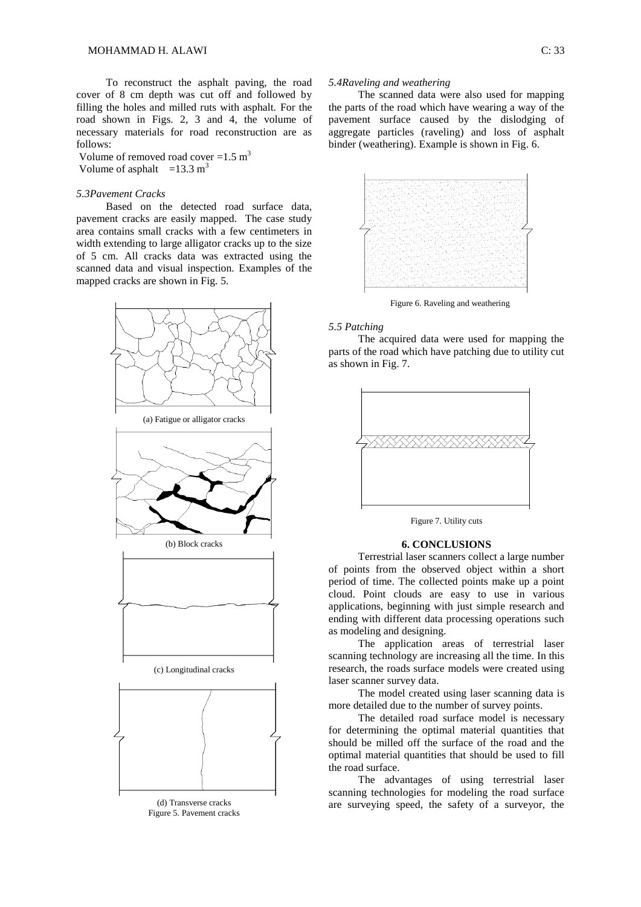To reconstruct the asphalt paving, the road cover of 8 cm depth was cut off and followed by filling the holes and milled ruts with asphalt. For the road shown in Figs. 2, 3 and 4, the volume of necessary materials for road reconstruction are as follows:

Volume of removed road cover $=1.5\ m^3$
Volume of asphalt $=13.3\ m^3$

### 5.3Pavement Cracks

Based on the detected road surface data, pavement cracks are easily mapped. The case study area contains small cracks with a few centimeters in width extending to large alligator cracks up to the size of 5 cm. All cracks data was extracted using the scanned data and visual inspection. Examples of the mapped cracks are shown in Fig. 5.

(a) Fatigue or alligator cracks

(b) Block cracks

(c) Longitudinal cracks

(d) Transverse cracks

Figure 5. Pavement cracks

### 5.4Raveling and weathering

The scanned data were also used for mapping the parts of the road which have wearing a way of the pavement surface caused by the dislodging of aggregate particles (raveling) and loss of asphalt binder (weathering). Example is shown in Fig. 6.

Figure 6. Raveling and weathering

### 5.5 Patching

The acquired data were used for mapping the parts of the road which have patching due to utility cut as shown in Fig. 7.

Figure 7. Utility cuts

## 6. CONCLUSIONS

Terrestrial laser scanners collect a large number of points from the observed object within a short period of time. The collected points make up a point cloud. Point clouds are easy to use in various applications, beginning with just simple research and ending with different data processing operations such as modeling and designing.

The application areas of terrestrial laser scanning technology are increasing all the time. In this research, the roads surface models were created using laser scanner survey data.

The model created using laser scanning data is more detailed due to the number of survey points.

The detailed road surface model is necessary for determining the optimal material quantities that should be milled off the surface of the road and the optimal material quantities that should be used to fill the road surface.

The advantages of using terrestrial laser scanning technologies for modeling the road surface are surveying speed, the safety of a surveyor, the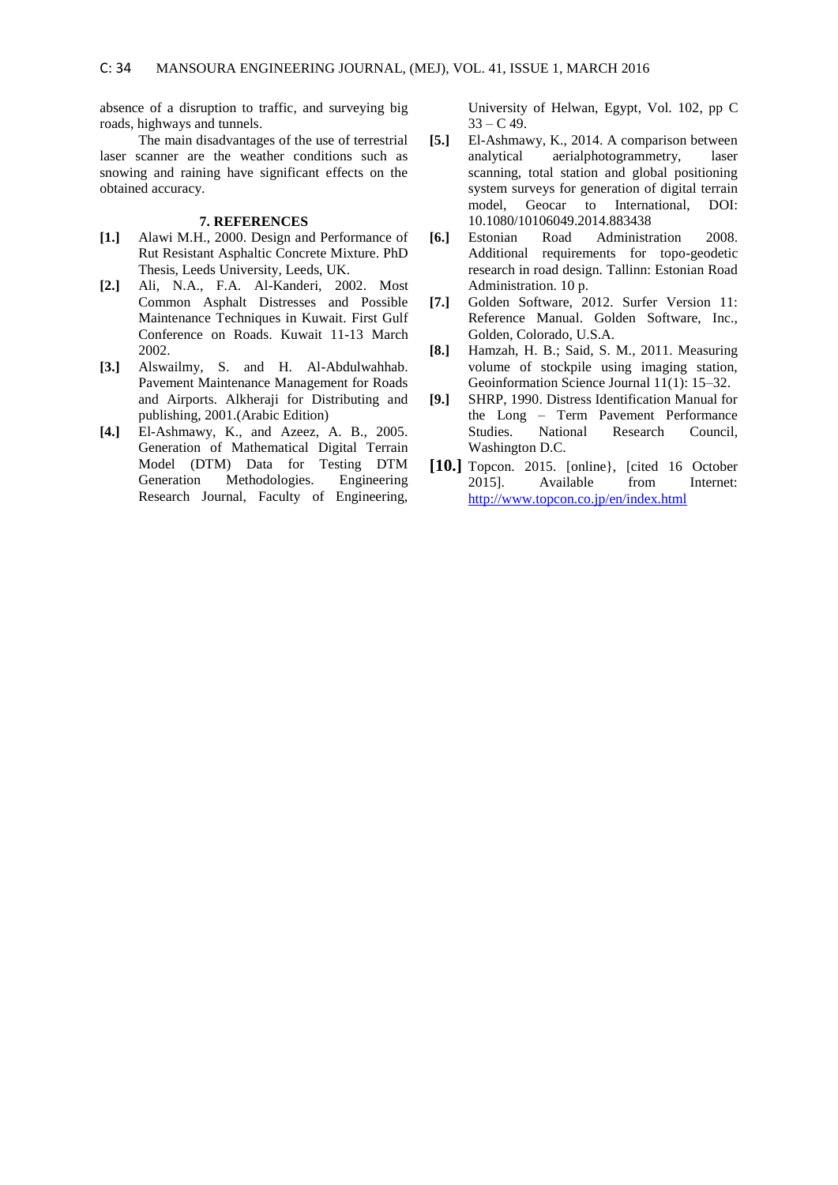absence of a disruption to traffic, and surveying big roads, highways and tunnels.

The main disadvantages of the use of terrestrial laser scanner are the weather conditions such as snowing and raining have significant effects on the obtained accuracy.

## 7. REFERENCES

**[1.]** Alawi M.H., 2000. Design and Performance of Rut Resistant Asphaltic Concrete Mixture. PhD Thesis, Leeds University, Leeds, UK.

**[2.]** Ali, N.A., F.A. Al-Kanderi, 2002. Most Common Asphalt Distresses and Possible Maintenance Techniques in Kuwait. First Gulf Conference on Roads. Kuwait 11-13 March 2002.

**[3.]** Alswailmy, S. and H. Al-Abdulwahhab. Pavement Maintenance Management for Roads and Airports. Alkheraji for Distributing and publishing, 2001.(Arabic Edition)

**[4.]** El-Ashmawy, K., and Azeez, A. B., 2005. Generation of Mathematical Digital Terrain Model (DTM) Data for Testing DTM Generation Methodologies. Engineering Research Journal, Faculty of Engineering, University of Helwan, Egypt, Vol. 102, pp C 33 – C 49.

**[5.]** El-Ashmawy, K., 2014. A comparison between analytical aerialphotogrammetry, laser scanning, total station and global positioning system surveys for generation of digital terrain model, Geocar to International, DOI: 10.1080/10106049.2014.883438

**[6.]** Estonian Road Administration 2008. Additional requirements for topo-geodetic research in road design. Tallinn: Estonian Road Administration. 10 p.

**[7.]** Golden Software, 2012. Surfer Version 11: Reference Manual. Golden Software, Inc., Golden, Colorado, U.S.A.

**[8.]** Hamzah, H. B.; Said, S. M., 2011. Measuring volume of stockpile using imaging station, Geoinformation Science Journal 11(1): 15–32.

**[9.]** SHRP, 1990. Distress Identification Manual for the Long – Term Pavement Performance Studies. National Research Council, Washington D.C.

**[10.]** Topcon. 2015. [online}, [cited 16 October 2015]. Available from Internet: http://www.topcon.co.jp/en/index.html